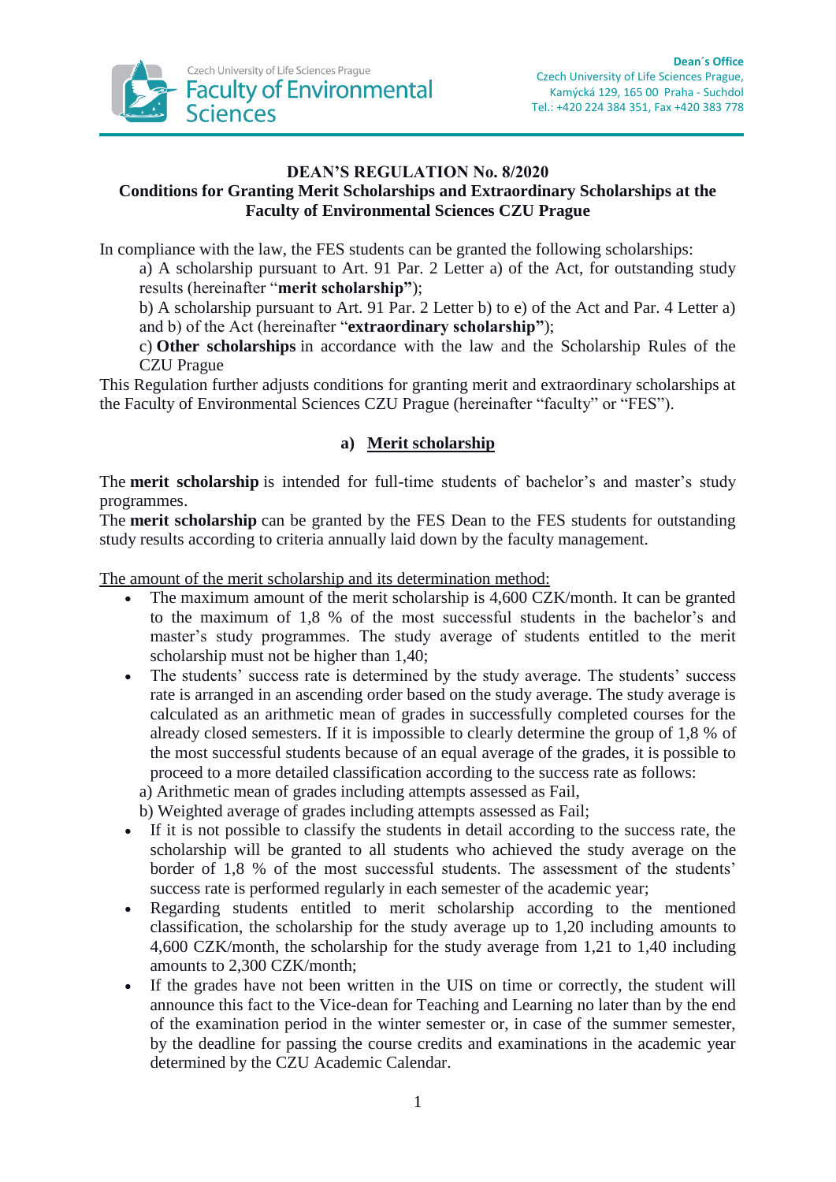**DEAN'S REGULATION No. 8/2020**
**Conditions for Granting Merit Scholarships and Extraordinary Scholarships at the Faculty of Environmental Sciences CZU Prague**

In compliance with the law, the FES students can be granted the following scholarships:

a) A scholarship pursuant to Art. 91 Par. 2 Letter a) of the Act, for outstanding study results (hereinafter "**merit scholarship"**);

b) A scholarship pursuant to Art. 91 Par. 2 Letter b) to e) of the Act and Par. 4 Letter a) and b) of the Act (hereinafter "**extraordinary scholarship"**);

c) **Other scholarships** in accordance with the law and the Scholarship Rules of the CZU Prague

This Regulation further adjusts conditions for granting merit and extraordinary scholarships at the Faculty of Environmental Sciences CZU Prague (hereinafter "faculty" or "FES").

## a) Merit scholarship

The **merit scholarship** is intended for full-time students of bachelor's and master's study programmes.

The **merit scholarship** can be granted by the FES Dean to the FES students for outstanding study results according to criteria annually laid down by the faculty management.

The amount of the merit scholarship and its determination method:

- The maximum amount of the merit scholarship is 4,600 CZK/month. It can be granted to the maximum of 1,8 % of the most successful students in the bachelor's and master's study programmes. The study average of students entitled to the merit scholarship must not be higher than 1,40;
- The students' success rate is determined by the study average. The students' success rate is arranged in an ascending order based on the study average. The study average is calculated as an arithmetic mean of grades in successfully completed courses for the already closed semesters. If it is impossible to clearly determine the group of 1,8 % of the most successful students because of an equal average of the grades, it is possible to proceed to a more detailed classification according to the success rate as follows:

  a) Arithmetic mean of grades including attempts assessed as Fail,

  b) Weighted average of grades including attempts assessed as Fail;
- If it is not possible to classify the students in detail according to the success rate, the scholarship will be granted to all students who achieved the study average on the border of 1,8 % of the most successful students. The assessment of the students' success rate is performed regularly in each semester of the academic year;
- Regarding students entitled to merit scholarship according to the mentioned classification, the scholarship for the study average up to 1,20 including amounts to 4,600 CZK/month, the scholarship for the study average from 1,21 to 1,40 including amounts to 2,300 CZK/month;
- If the grades have not been written in the UIS on time or correctly, the student will announce this fact to the Vice-dean for Teaching and Learning no later than by the end of the examination period in the winter semester or, in case of the summer semester, by the deadline for passing the course credits and examinations in the academic year determined by the CZU Academic Calendar.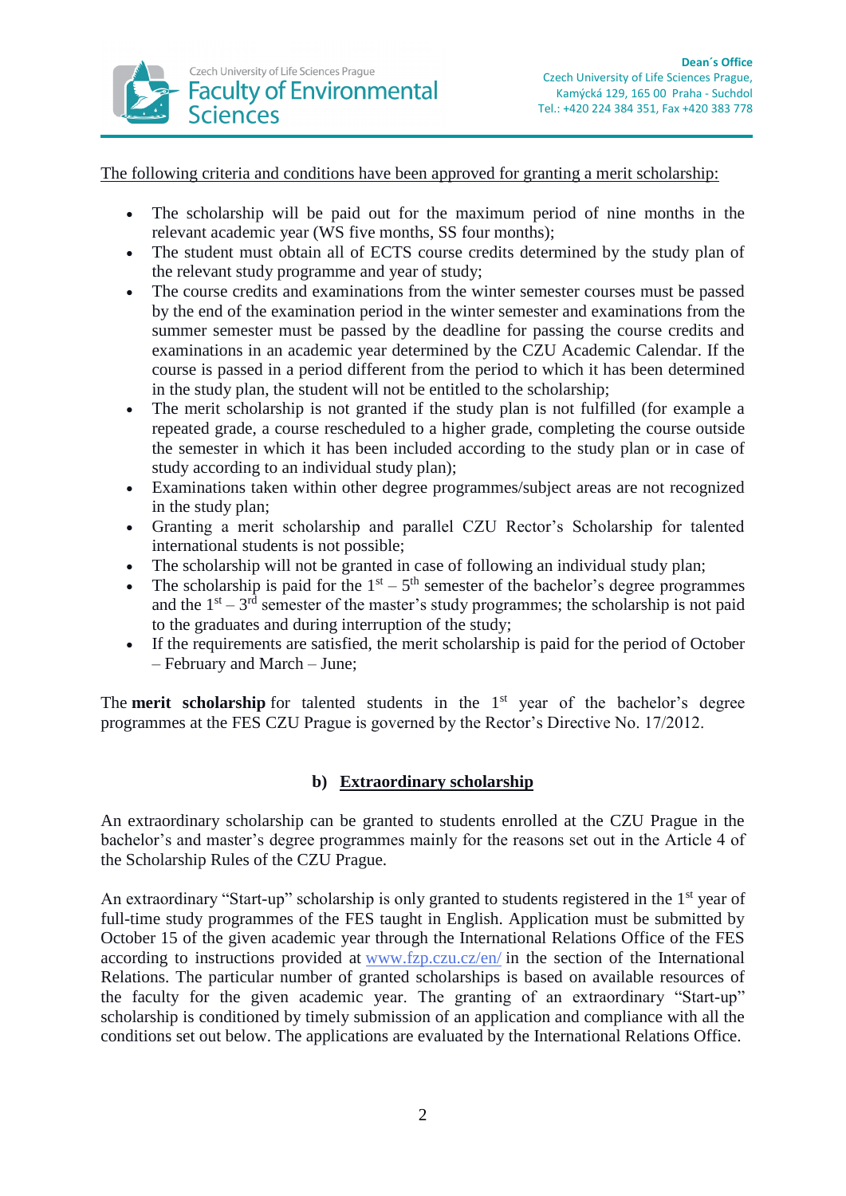The following criteria and conditions have been approved for granting a merit scholarship:

- The scholarship will be paid out for the maximum period of nine months in the relevant academic year (WS five months, SS four months);
- The student must obtain all of ECTS course credits determined by the study plan of the relevant study programme and year of study;
- The course credits and examinations from the winter semester courses must be passed by the end of the examination period in the winter semester and examinations from the summer semester must be passed by the deadline for passing the course credits and examinations in an academic year determined by the CZU Academic Calendar. If the course is passed in a period different from the period to which it has been determined in the study plan, the student will not be entitled to the scholarship;
- The merit scholarship is not granted if the study plan is not fulfilled (for example a repeated grade, a course rescheduled to a higher grade, completing the course outside the semester in which it has been included according to the study plan or in case of study according to an individual study plan);
- Examinations taken within other degree programmes/subject areas are not recognized in the study plan;
- Granting a merit scholarship and parallel CZU Rector's Scholarship for talented international students is not possible;
- The scholarship will not be granted in case of following an individual study plan;
- The scholarship is paid for the 1st – 5th semester of the bachelor's degree programmes and the 1st – 3rd semester of the master's study programmes; the scholarship is not paid to the graduates and during interruption of the study;
- If the requirements are satisfied, the merit scholarship is paid for the period of October – February and March – June;

The **merit scholarship** for talented students in the 1st year of the bachelor's degree programmes at the FES CZU Prague is governed by the Rector's Directive No. 17/2012.

## b) Extraordinary scholarship

An extraordinary scholarship can be granted to students enrolled at the CZU Prague in the bachelor's and master's degree programmes mainly for the reasons set out in the Article 4 of the Scholarship Rules of the CZU Prague.

An extraordinary "Start-up" scholarship is only granted to students registered in the 1st year of full-time study programmes of the FES taught in English. Application must be submitted by October 15 of the given academic year through the International Relations Office of the FES according to instructions provided at www.fzp.czu.cz/en/ in the section of the International Relations. The particular number of granted scholarships is based on available resources of the faculty for the given academic year. The granting of an extraordinary "Start-up" scholarship is conditioned by timely submission of an application and compliance with all the conditions set out below. The applications are evaluated by the International Relations Office.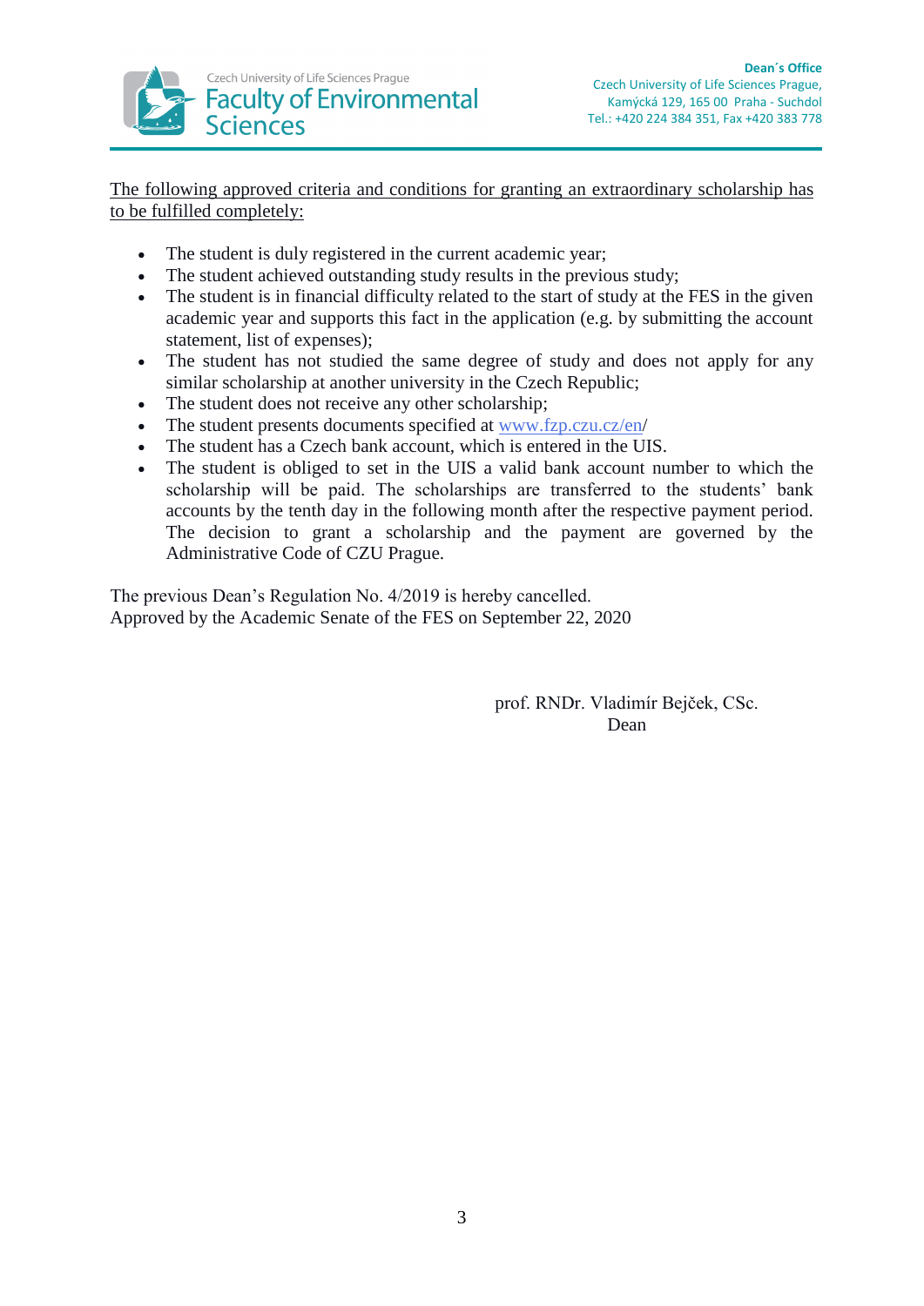The following approved criteria and conditions for granting an extraordinary scholarship has to be fulfilled completely:

- The student is duly registered in the current academic year;
- The student achieved outstanding study results in the previous study;
- The student is in financial difficulty related to the start of study at the FES in the given academic year and supports this fact in the application (e.g. by submitting the account statement, list of expenses);
- The student has not studied the same degree of study and does not apply for any similar scholarship at another university in the Czech Republic;
- The student does not receive any other scholarship;
- The student presents documents specified at www.fzp.czu.cz/en/
- The student has a Czech bank account, which is entered in the UIS.
- The student is obliged to set in the UIS a valid bank account number to which the scholarship will be paid. The scholarships are transferred to the students' bank accounts by the tenth day in the following month after the respective payment period. The decision to grant a scholarship and the payment are governed by the Administrative Code of CZU Prague.

The previous Dean's Regulation No. 4/2019 is hereby cancelled.
Approved by the Academic Senate of the FES on September 22, 2020

prof. RNDr. Vladimír Bejček, CSc.
Dean